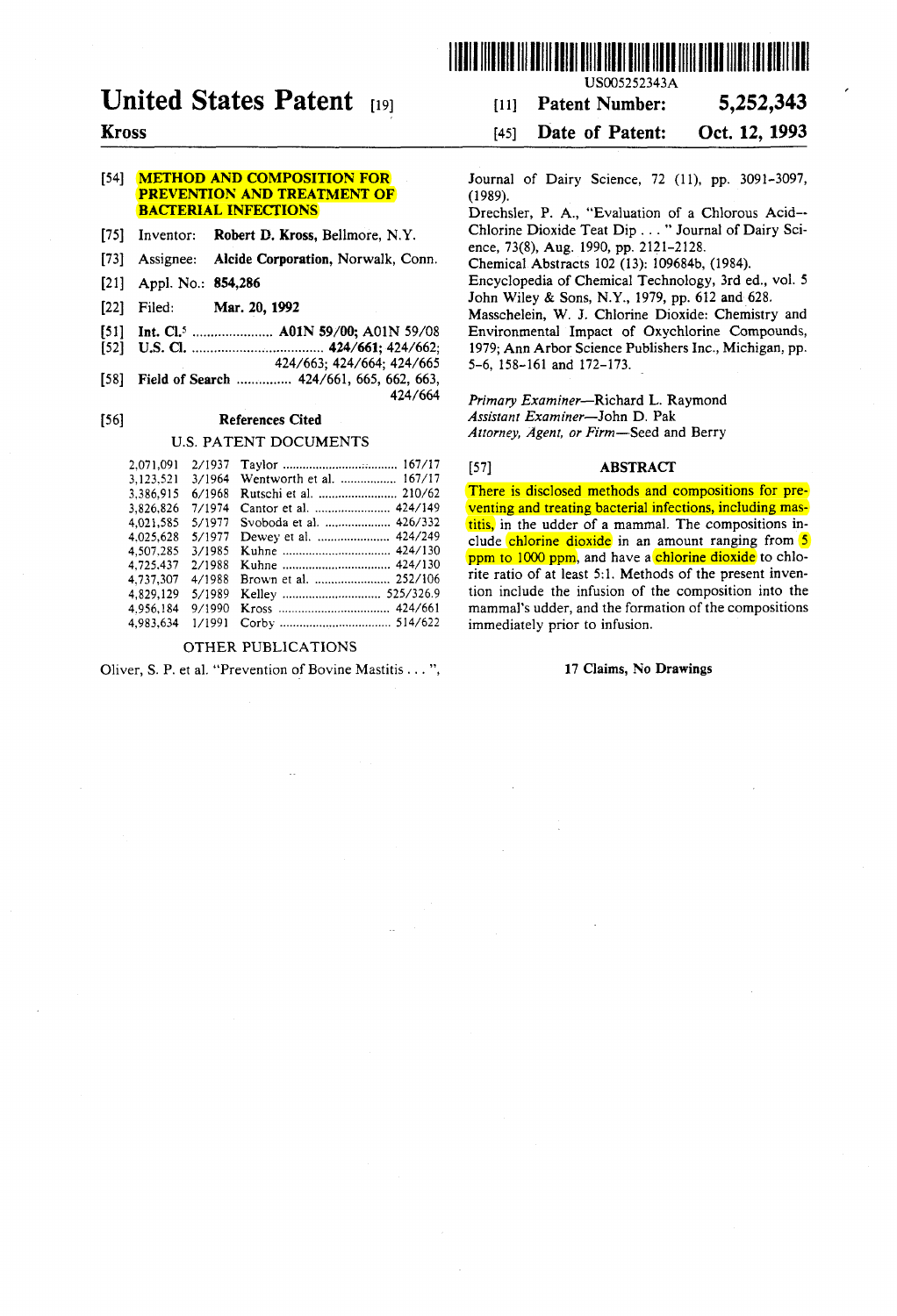# United States Patent [19]

**Kross**

[11] **Patent Number: 5,252,343**

[45] **Date of Patent: Oct. 12, 1993**

US005252343A

[54] **METHOD AND COMPOSITION FOR PREVENTION AND TREATMENT OF BACTERIAL INFECTIONS**

[75] Inventor: **Robert D. Kross**, Bellmore, N.Y.

[73] Assignee: **Alcide Corporation**, Norwalk, Conn.

[21] Appl. No.: **854,286**

[22] Filed: **Mar. 20, 1992**

[51] **Int. Cl.**[5] ...................... **A01N 59/00**; A01N 59/08

[52] **U.S. Cl.** .................................... **424/661**; 424/662; 424/663; 424/664; 424/665

[58] **Field of Search** ............... 424/661, 665, 662, 663, 424/664

[56] **References Cited**

U.S. PATENT DOCUMENTS

| | | | |
|---|---|---|---|
| 2,071,091 | 2/1937 | Taylor | 167/17 |
| 3,123,521 | 3/1964 | Wentworth et al. | 167/17 |
| 3,386,915 | 6/1968 | Rutschi et al. | 210/62 |
| 3,826,826 | 7/1974 | Cantor et al. | 424/149 |
| 4,021,585 | 5/1977 | Svoboda et al. | 426/332 |
| 4,025,628 | 5/1977 | Dewey et al. | 424/249 |
| 4,507,285 | 3/1985 | Kuhne | 424/130 |
| 4,725,437 | 2/1988 | Kuhne | 424/130 |
| 4,737,307 | 4/1988 | Brown et al. | 252/106 |
| 4,829,129 | 5/1989 | Kelley | 525/326.9 |
| 4,956,184 | 9/1990 | Kross | 424/661 |
| 4,983,634 | 1/1991 | Corby | 514/622 |

OTHER PUBLICATIONS

Oliver, S. P. et al. "Prevention of Bovine Mastitis . . . ", Journal of Dairy Science, 72 (11), pp. 3091-3097, (1989).

Drechsler, P. A., "Evaluation of a Chlorous Acid-Chlorine Dioxide Teat Dip . . . " Journal of Dairy Science, 73(8), Aug. 1990, pp. 2121-2128.

Chemical Abstracts 102 (13): 109684b, (1984).

Encyclopedia of Chemical Technology, 3rd ed., vol. 5 John Wiley & Sons, N.Y., 1979, pp. 612 and 628.

Masschelein, W. J. Chlorine Dioxide: Chemistry and Environmental Impact of Oxychlorine Compounds, 1979; Ann Arbor Science Publishers Inc., Michigan, pp. 5-6, 158-161 and 172-173.

*Primary Examiner*—Richard L. Raymond
*Assistant Examiner*—John D. Pak
*Attorney, Agent, or Firm*—Seed and Berry

[57] **ABSTRACT**

There is disclosed methods and compositions for preventing and treating bacterial infections, including mastitis, in the udder of a mammal. The compositions include chlorine dioxide in an amount ranging from 5 ppm to 1000 ppm, and have a chlorine dioxide to chlorite ratio of at least 5:1. Methods of the present invention include the infusion of the composition into the mammal's udder, and the formation of the compositions immediately prior to infusion.

**17 Claims, No Drawings**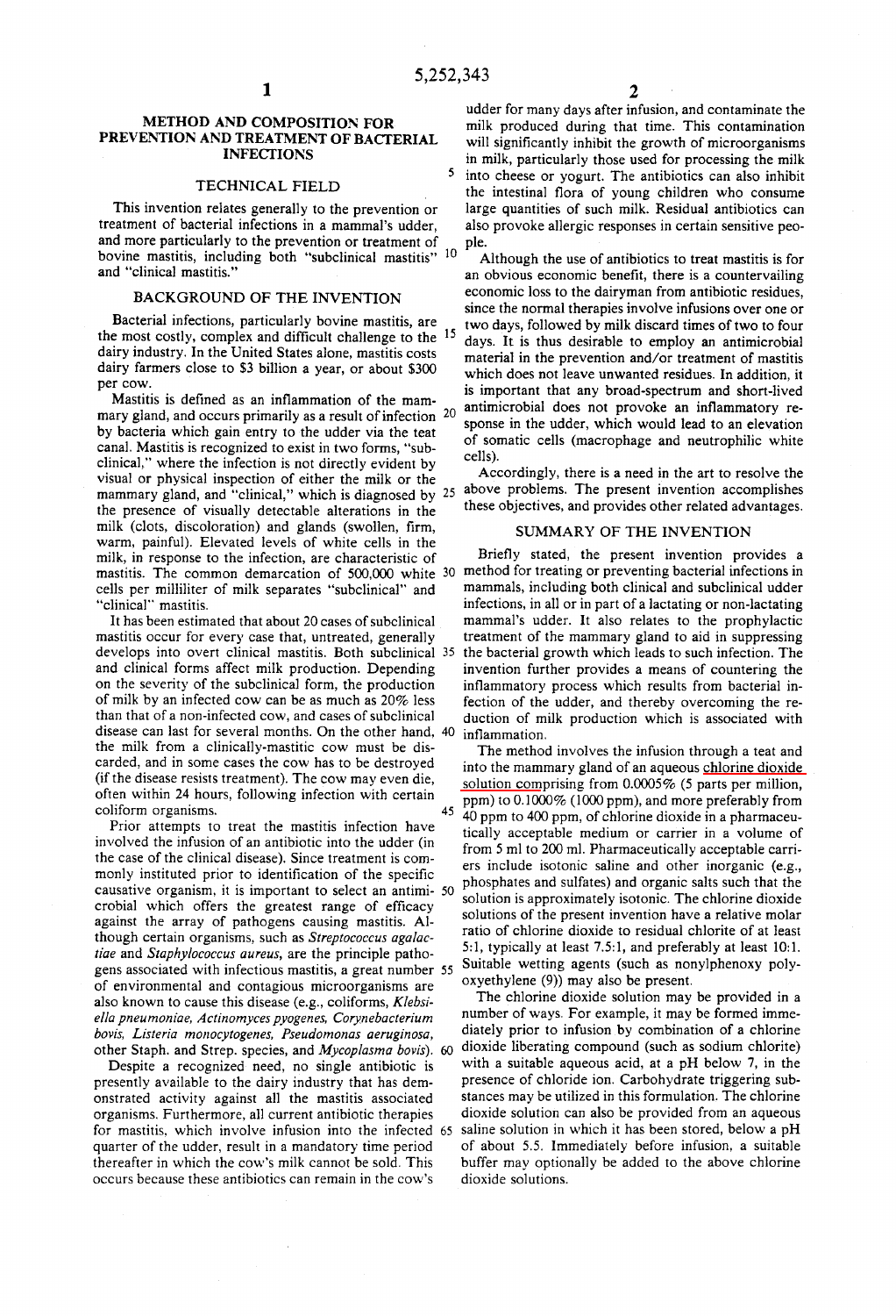# METHOD AND COMPOSITION FOR PREVENTION AND TREATMENT OF BACTERIAL INFECTIONS

## TECHNICAL FIELD

This invention relates generally to the prevention or treatment of bacterial infections in a mammal's udder, and more particularly to the prevention or treatment of bovine mastitis, including both "subclinical mastitis" and "clinical mastitis."

## BACKGROUND OF THE INVENTION

Bacterial infections, particularly bovine mastitis, are the most costly, complex and difficult challenge to the dairy industry. In the United States alone, mastitis costs dairy farmers close to $3 billion a year, or about $300 per cow.

Mastitis is defined as an inflammation of the mammary gland, and occurs primarily as a result of infection by bacteria which gain entry to the udder via the teat canal. Mastitis is recognized to exist in two forms, "subclinical," where the infection is not directly evident by visual or physical inspection of either the milk or the mammary gland, and "clinical," which is diagnosed by the presence of visually detectable alterations in the milk (clots, discoloration) and glands (swollen, firm, warm, painful). Elevated levels of white cells in the milk, in response to the infection, are characteristic of mastitis. The common demarcation of 500,000 white cells per milliliter of milk separates "subclinical" and "clinical" mastitis.

It has been estimated that about 20 cases of subclinical mastitis occur for every case that, untreated, generally develops into overt clinical mastitis. Both subclinical and clinical forms affect milk production. Depending on the severity of the subclinical form, the production of milk by an infected cow can be as much as 20% less than that of a non-infected cow, and cases of subclinical disease can last for several months. On the other hand, the milk from a clinically-mastitic cow must be discarded, and in some cases the cow has to be destroyed (if the disease resists treatment). The cow may even die, often within 24 hours, following infection with certain coliform organisms.

Prior attempts to treat the mastitis infection have involved the infusion of an antibiotic into the udder (in the case of the clinical disease). Since treatment is commonly instituted prior to identification of the specific causative organism, it is important to select an antimicrobial which offers the greatest range of efficacy against the array of pathogens causing mastitis. Although certain organisms, such as *Streptococcus agalactiae* and *Staphylococcus aureus*, are the principle pathogens associated with infectious mastitis, a great number of environmental and contagious microorganisms are also known to cause this disease (e.g., coliforms, *Klebsiella pneumoniae, Actinomyces pyogenes, Corynebacterium bovis, Listeria monocytogenes, Pseudomonas aeruginosa,* other Staph. and Strep. species, and *Mycoplasma bovis*).

Despite a recognized need, no single antibiotic is presently available to the dairy industry that has demonstrated activity against all the mastitis associated organisms. Furthermore, all current antibiotic therapies for mastitis, which involve infusion into the infected quarter of the udder, result in a mandatory time period thereafter in which the cow's milk cannot be sold. This occurs because these antibiotics can remain in the cow's udder for many days after infusion, and contaminate the milk produced during that time. This contamination will significantly inhibit the growth of microorganisms in milk, particularly those used for processing the milk into cheese or yogurt. The antibiotics can also inhibit the intestinal flora of young children who consume large quantities of such milk. Residual antibiotics can also provoke allergic responses in certain sensitive people.

Although the use of antibiotics to treat mastitis is for an obvious economic benefit, there is a countervailing economic loss to the dairyman from antibiotic residues, since the normal therapies involve infusions over one or two days, followed by milk discard times of two to four days. It is thus desirable to employ an antimicrobial material in the prevention and/or treatment of mastitis which does not leave unwanted residues. In addition, it is important that any broad-spectrum and short-lived antimicrobial does not provoke an inflammatory response in the udder, which would lead to an elevation of somatic cells (macrophage and neutrophilic white cells).

Accordingly, there is a need in the art to resolve the above problems. The present invention accomplishes these objectives, and provides other related advantages.

## SUMMARY OF THE INVENTION

Briefly stated, the present invention provides a method for treating or preventing bacterial infections in mammals, including both clinical and subclinical udder infections, in all or in part of a lactating or non-lactating mammal's udder. It also relates to the prophylactic treatment of the mammary gland to aid in suppressing the bacterial growth which leads to such infection. The invention further provides a means of countering the inflammatory process which results from bacterial infection of the udder, and thereby overcoming the reduction of milk production which is associated with inflammation.

The method involves the infusion through a teat and into the mammary gland of an aqueous chlorine dioxide solution comprising from 0.0005% (5 parts per million, ppm) to 0.1000% (1000 ppm), and more preferably from 40 ppm to 400 ppm, of chlorine dioxide in a pharmaceutically acceptable medium or carrier in a volume of from 5 ml to 200 ml. Pharmaceutically acceptable carriers include isotonic saline and other inorganic (e.g., phosphates and sulfates) and organic salts such that the solution is approximately isotonic. The chlorine dioxide solutions of the present invention have a relative molar ratio of chlorine dioxide to residual chlorite of at least 5:1, typically at least 7.5:1, and preferably at least 10:1. Suitable wetting agents (such as nonylphenoxy polyoxyethylene (9)) may also be present.

The chlorine dioxide solution may be provided in a number of ways. For example, it may be formed immediately prior to infusion by combination of a chlorine dioxide liberating compound (such as sodium chlorite) with a suitable aqueous acid, at a pH below 7, in the presence of chloride ion. Carbohydrate triggering substances may be utilized in this formulation. The chlorine dioxide solution can also be provided from an aqueous saline solution in which it has been stored, below a pH of about 5.5. Immediately before infusion, a suitable buffer may optionally be added to the above chlorine dioxide solutions.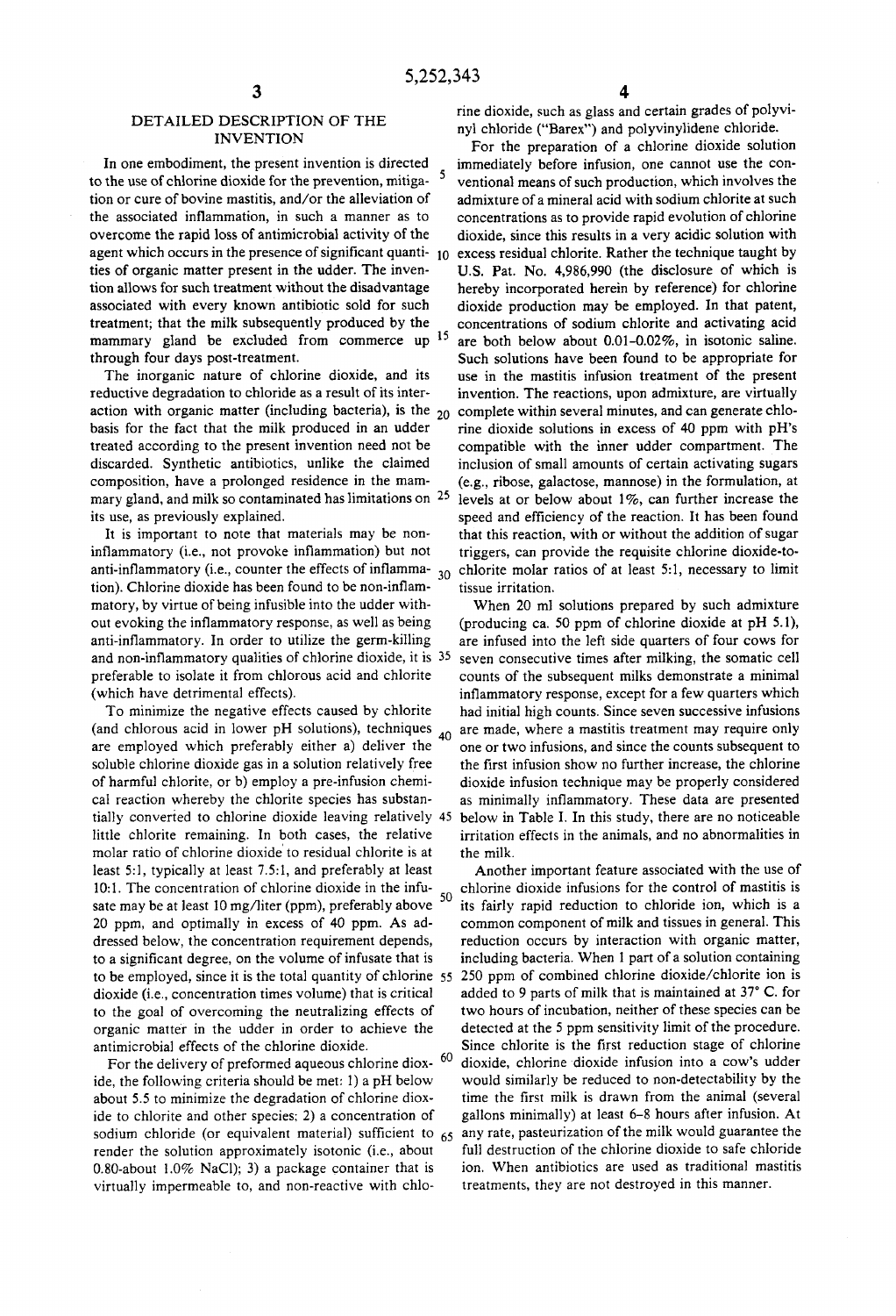## DETAILED DESCRIPTION OF THE INVENTION

In one embodiment, the present invention is directed to the use of chlorine dioxide for the prevention, mitigation or cure of bovine mastitis, and/or the alleviation of the associated inflammation, in such a manner as to overcome the rapid loss of antimicrobial activity of the agent which occurs in the presence of significant quantities of organic matter present in the udder. The invention allows for such treatment without the disadvantage associated with every known antibiotic sold for such treatment; that the milk subsequently produced by the mammary gland be excluded from commerce up through four days post-treatment.

The inorganic nature of chlorine dioxide, and its reductive degradation to chloride as a result of its interaction with organic matter (including bacteria), is the basis for the fact that the milk produced in an udder treated according to the present invention need not be discarded. Synthetic antibiotics, unlike the claimed composition, have a prolonged residence in the mammary gland, and milk so contaminated has limitations on its use, as previously explained.

It is important to note that materials may be non-inflammatory (i.e., not provoke inflammation) but not anti-inflammatory (i.e., counter the effects of inflammation). Chlorine dioxide has been found to be non-inflammatory, by virtue of being infusible into the udder without evoking the inflammatory response, as well as being anti-inflammatory. In order to utilize the germ-killing and non-inflammatory qualities of chlorine dioxide, it is preferable to isolate it from chlorous acid and chlorite (which have detrimental effects).

To minimize the negative effects caused by chlorite (and chlorous acid in lower pH solutions), techniques are employed which preferably either a) deliver the soluble chlorine dioxide gas in a solution relatively free of harmful chlorite, or b) employ a pre-infusion chemical reaction whereby the chlorite species has substantially converted to chlorine dioxide leaving relatively little chlorite remaining. In both cases, the relative molar ratio of chlorine dioxide to residual chlorite is at least 5:1, typically at least 7.5:1, and preferably at least 10:1. The concentration of chlorine dioxide in the infusate may be at least 10 mg/liter (ppm), preferably above 20 ppm, and optimally in excess of 40 ppm. As addressed below, the concentration requirement depends, to a significant degree, on the volume of infusate that is to be employed, since it is the total quantity of chlorine dioxide (i.e., concentration times volume) that is critical to the goal of overcoming the neutralizing effects of organic matter in the udder in order to achieve the antimicrobial effects of the chlorine dioxide.

For the delivery of preformed aqueous chlorine dioxide, the following criteria should be met: 1) a pH below about 5.5 to minimize the degradation of chlorine dioxide to chlorite and other species; 2) a concentration of sodium chloride (or equivalent material) sufficient to render the solution approximately isotonic (i.e., about 0.80-about 1.0% NaCl); 3) a package container that is virtually impermeable to, and non-reactive with chlorine dioxide, such as glass and certain grades of polyvinyl chloride ("Barex") and polyvinylidene chloride.

For the preparation of a chlorine dioxide solution immediately before infusion, one cannot use the conventional means of such production, which involves the admixture of a mineral acid with sodium chlorite at such concentrations as to provide rapid evolution of chlorine dioxide, since this results in a very acidic solution with excess residual chlorite. Rather the technique taught by U.S. Pat. No. 4,986,990 (the disclosure of which is hereby incorporated herein by reference) for chlorine dioxide production may be employed. In that patent, concentrations of sodium chlorite and activating acid are both below about 0.01-0.02%, in isotonic saline. Such solutions have been found to be appropriate for use in the mastitis infusion treatment of the present invention. The reactions, upon admixture, are virtually complete within several minutes, and can generate chlorine dioxide solutions in excess of 40 ppm with pH's compatible with the inner udder compartment. The inclusion of small amounts of certain activating sugars (e.g., ribose, galactose, mannose) in the formulation, at levels at or below about 1%, can further increase the speed and efficiency of the reaction. It has been found that this reaction, with or without the addition of sugar triggers, can provide the requisite chlorine dioxide-to-chlorite molar ratios of at least 5:1, necessary to limit tissue irritation.

When 20 ml solutions prepared by such admixture (producing ca. 50 ppm of chlorine dioxide at pH 5.1), are infused into the left side quarters of four cows for seven consecutive times after milking, the somatic cell counts of the subsequent milks demonstrate a minimal inflammatory response, except for a few quarters which had initial high counts. Since seven successive infusions are made, where a mastitis treatment may require only one or two infusions, and since the counts subsequent to the first infusion show no further increase, the chlorine dioxide infusion technique may be properly considered as minimally inflammatory. These data are presented below in Table I. In this study, there are no noticeable irritation effects in the animals, and no abnormalities in the milk.

Another important feature associated with the use of chlorine dioxide infusions for the control of mastitis is its fairly rapid reduction to chloride ion, which is a common component of milk and tissues in general. This reduction occurs by interaction with organic matter, including bacteria. When 1 part of a solution containing 250 ppm of combined chlorine dioxide/chlorite ion is added to 9 parts of milk that is maintained at 37° C. for two hours of incubation, neither of these species can be detected at the 5 ppm sensitivity limit of the procedure. Since chlorite is the first reduction stage of chlorine dioxide, chlorine dioxide infusion into a cow's udder would similarly be reduced to non-detectability by the time the first milk is drawn from the animal (several gallons minimally) at least 6-8 hours after infusion. At any rate, pasteurization of the milk would guarantee the full destruction of the chlorine dioxide to safe chloride ion. When antibiotics are used as traditional mastitis treatments, they are not destroyed in this manner.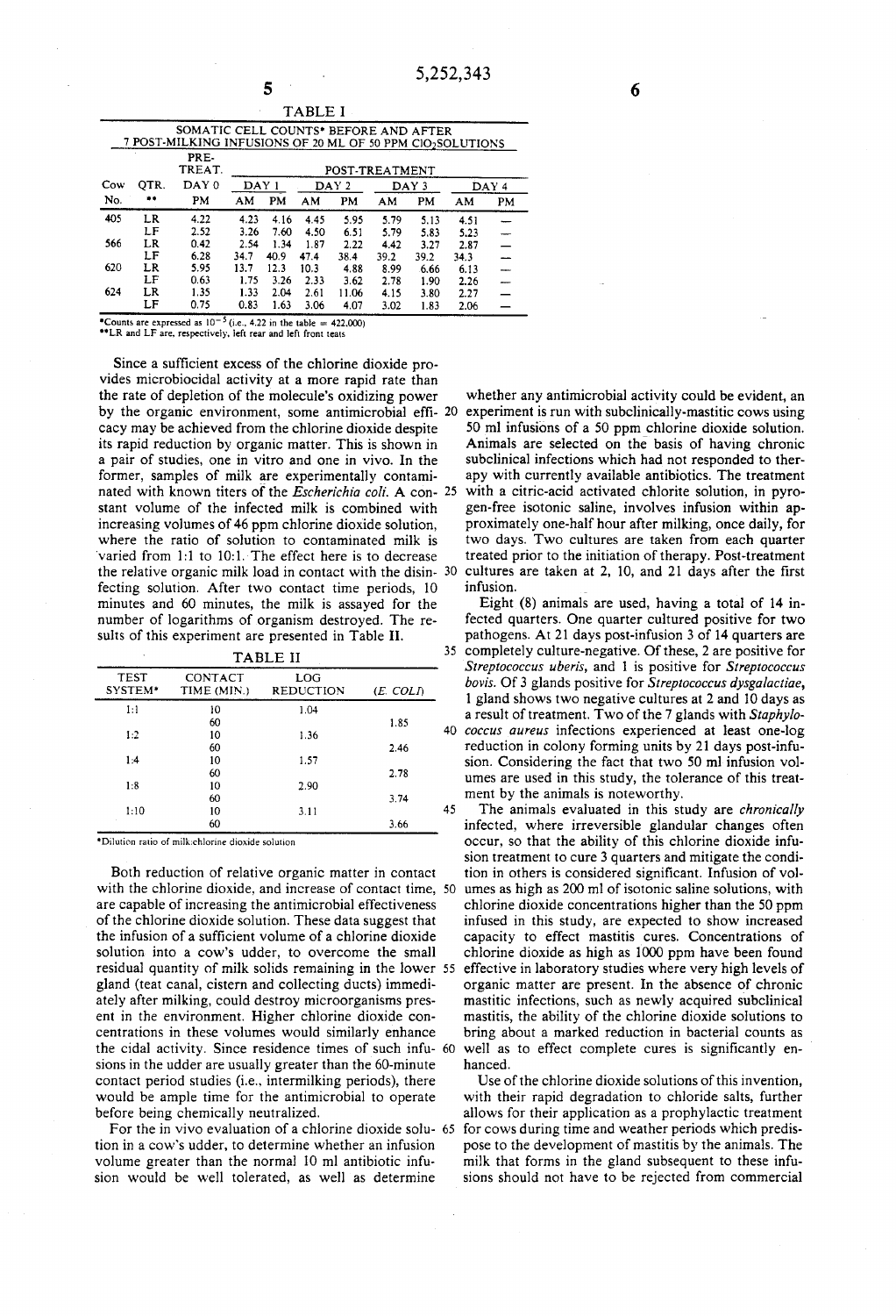TABLE I

SOMATIC CELL COUNTS* BEFORE AND AFTER 7 POST-MILKING INFUSIONS OF 20 ML OF 50 PPM $ClO_2$ SOLUTIONS

| Cow No. | QTR. ** | PRE-TREAT. DAY 0 PM | POST-TREATMENT DAY 1 AM | | DAY 2 AM | | DAY 3 AM | | DAY 4 AM | |
|---|---|---|---|---|---|---|---|---|---|---|
| | | | AM | PM | AM | PM | AM | PM | AM | PM |
| 405 | LR | 4.22 | 4.23 | 4.16 | 4.45 | 5.95 | 5.79 | 5.13 | 4.51 | — |
| | LF | 2.52 | 3.26 | 7.60 | 4.50 | 6.51 | 5.79 | 5.83 | 5.23 | — |
| 566 | LR | 0.42 | 2.54 | 1.34 | 1.87 | 2.22 | 4.42 | 3.27 | 2.87 | — |
| | LF | 6.28 | 34.7 | 40.9 | 47.4 | 38.4 | 39.2 | 39.2 | 34.3 | — |
| 620 | LR | 5.95 | 13.7 | 12.3 | 10.3 | 4.88 | 8.99 | 6.66 | 6.13 | — |
| | LF | 0.63 | 1.75 | 3.26 | 2.33 | 3.62 | 2.78 | 1.90 | 2.26 | — |
| 624 | LR | 1.35 | 1.33 | 2.04 | 2.61 | 11.06 | 4.15 | 3.80 | 2.27 | — |
| | LF | 0.75 | 0.83 | 1.63 | 3.06 | 4.07 | 3.02 | 1.83 | 2.06 | — |

*Counts are expressed as $10^{-5}$ (i.e., 4.22 in the table = 422,000)
**LR and LF are, respectively, left rear and left front teats

Since a sufficient excess of the chlorine dioxide provides microbiocidal activity at a more rapid rate than the rate of depletion of the molecule's oxidizing power by the organic environment, some antimicrobial efficacy may be achieved from the chlorine dioxide despite its rapid reduction by organic matter. This is shown in a pair of studies, one in vitro and one in vivo. In the former, samples of milk are experimentally contaminated with known titers of the *Escherichia coli*. A constant volume of the infected milk is combined with increasing volumes of 46 ppm chlorine dioxide solution, where the ratio of solution to contaminated milk is varied from 1:1 to 10:1. The effect here is to decrease the relative organic milk load in contact with the disinfecting solution. After two contact time periods, 10 minutes and 60 minutes, the milk is assayed for the number of logarithms of organism destroyed. The results of this experiment are presented in Table II.

TABLE II

| TEST SYSTEM* | CONTACT TIME (MIN.) | LOG REDUCTION | (*E. COLI*) |
|---|---|---|---|
| 1:1 | 10 | 1.04 | |
| | 60 | | 1.85 |
| 1:2 | 10 | 1.36 | |
| | 60 | | 2.46 |
| 1:4 | 10 | 1.57 | |
| | 60 | | 2.78 |
| 1:8 | 10 | 2.90 | |
| | 60 | | 3.74 |
| 1:10 | 10 | 3.11 | |
| | 60 | | 3.66 |

*Dilution ratio of milk:chlorine dioxide solution

Both reduction of relative organic matter in contact with the chlorine dioxide, and increase of contact time, are capable of increasing the antimicrobial effectiveness of the chlorine dioxide solution. These data suggest that the infusion of a sufficient volume of a chlorine dioxide solution into a cow's udder, to overcome the small residual quantity of milk solids remaining in the lower gland (teat canal, cistern and collecting ducts) immediately after milking, could destroy microorganisms present in the environment. Higher chlorine dioxide concentrations in these volumes would similarly enhance the cidal activity. Since residence times of such infusions in the udder are usually greater than the 60-minute contact period studies (i.e., intermilking periods), there would be ample time for the antimicrobial to operate before being chemically neutralized.

For the in vivo evaluation of a chlorine dioxide solution in a cow's udder, to determine whether an infusion volume greater than the normal 10 ml antibiotic infusion would be well tolerated, as well as determine whether any antimicrobial activity could be evident, an experiment is run with subclinically-mastitic cows using 50 ml infusions of a 50 ppm chlorine dioxide solution. Animals are selected on the basis of having chronic subclinical infections which had not responded to therapy with currently available antibiotics. The treatment with a citric-acid activated chlorite solution, in pyrogen-free isotonic saline, involves infusion within approximately one-half hour after milking, once daily, for two days. Two cultures are taken from each quarter treated prior to the initiation of therapy. Post-treatment cultures are taken at 2, 10, and 21 days after the first infusion.

Eight (8) animals are used, having a total of 14 infected quarters. One quarter cultured positive for two pathogens. At 21 days post-infusion 3 of 14 quarters are completely culture-negative. Of these, 2 are positive for *Streptococcus uberis*, and 1 is positive for *Streptococcus bovis*. Of 3 glands positive for *Streptococcus dysgalactiae*, 1 gland shows two negative cultures at 2 and 10 days as a result of treatment. Two of the 7 glands with *Staphylococcus aureus* infections experienced at least one-log reduction in colony forming units by 21 days post-infusion. Considering the fact that two 50 ml infusion volumes are used in this study, the tolerance of this treatment by the animals is noteworthy.

The animals evaluated in this study are *chronically* infected, where irreversible glandular changes often occur, so that the ability of this chlorine dioxide infusion treatment to cure 3 quarters and mitigate the condition in others is considered significant. Infusion of volumes as high as 200 ml of isotonic saline solutions, with chlorine dioxide concentrations higher than the 50 ppm infused in this study, are expected to show increased capacity to effect mastitis cures. Concentrations of chlorine dioxide as high as 1000 ppm have been found effective in laboratory studies where very high levels of organic matter are present. In the absence of chronic mastitic infections, such as newly acquired subclinical mastitis, the ability of the chlorine dioxide solutions to bring about a marked reduction in bacterial counts as well as to effect complete cures is significantly enhanced.

Use of the chlorine dioxide solutions of this invention, with their rapid degradation to chloride salts, further allows for their application as a prophylactic treatment for cows during time and weather periods which predispose to the development of mastitis by the animals. The milk that forms in the gland subsequent to these infusions should not have to be rejected from commercial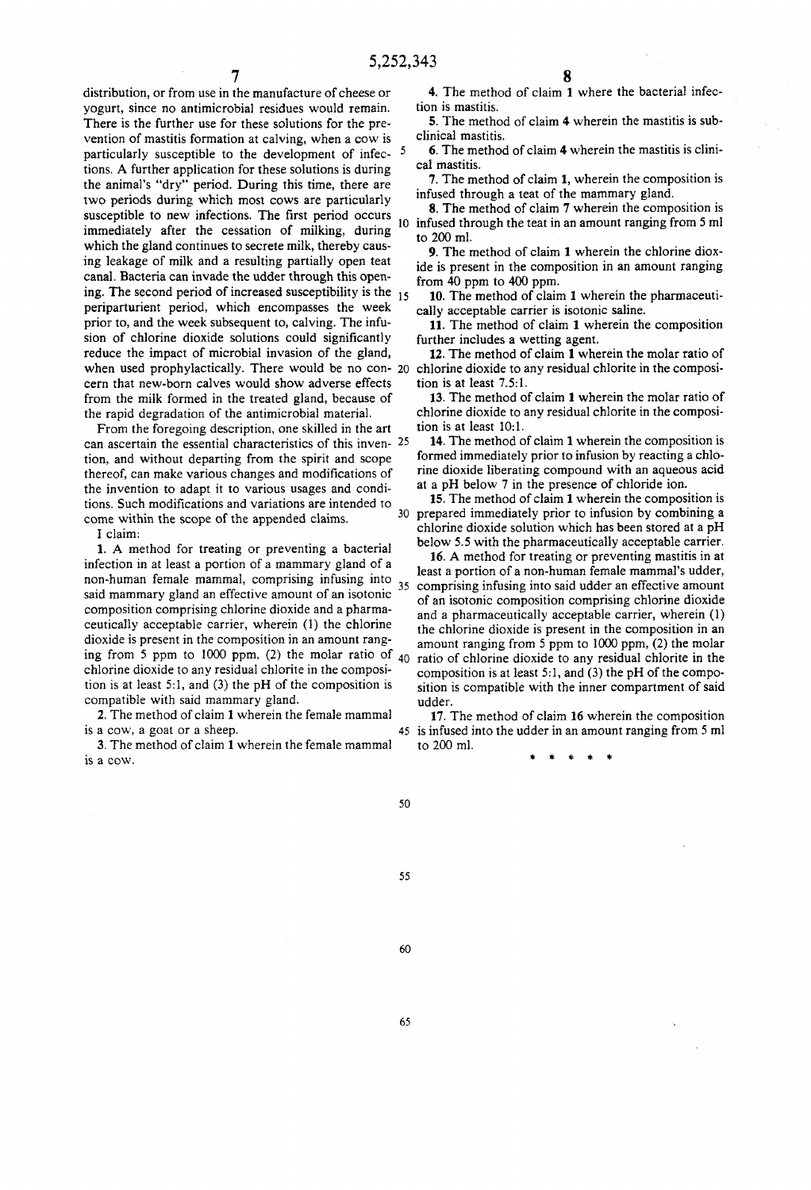distribution, or from use in the manufacture of cheese or yogurt, since no antimicrobial residues would remain. There is the further use for these solutions for the prevention of mastitis formation at calving, when a cow is particularly susceptible to the development of infections. A further application for these solutions is during the animal's "dry" period. During this time, there are two periods during which most cows are particularly susceptible to new infections. The first period occurs immediately after the cessation of milking, during which the gland continues to secrete milk, thereby causing leakage of milk and a resulting partially open teat canal. Bacteria can invade the udder through this opening. The second period of increased susceptibility is the periparturient period, which encompasses the week prior to, and the week subsequent to, calving. The infusion of chlorine dioxide solutions could significantly reduce the impact of microbial invasion of the gland, when used prophylactically. There would be no concern that new-born calves would show adverse effects from the milk formed in the treated gland, because of the rapid degradation of the antimicrobial material.

From the foregoing description, one skilled in the art can ascertain the essential characteristics of this invention, and without departing from the spirit and scope thereof, can make various changes and modifications of the invention to adapt it to various usages and conditions. Such modifications and variations are intended to come within the scope of the appended claims.

I claim:

1. A method for treating or preventing a bacterial infection in at least a portion of a mammary gland of a non-human female mammal, comprising infusing into said mammary gland an effective amount of an isotonic composition comprising chlorine dioxide and a pharmaceutically acceptable carrier, wherein (1) the chlorine dioxide is present in the composition in an amount ranging from 5 ppm to 1000 ppm, (2) the molar ratio of chlorine dioxide to any residual chlorite in the composition is at least 5:1, and (3) the pH of the composition is compatible with said mammary gland.

2. The method of claim 1 wherein the female mammal is a cow, a goat or a sheep.

3. The method of claim 1 wherein the female mammal is a cow.

4. The method of claim 1 where the bacterial infection is mastitis.

5. The method of claim 4 wherein the mastitis is subclinical mastitis.

6. The method of claim 4 wherein the mastitis is clinical mastitis.

7. The method of claim 1, wherein the composition is infused through a teat of the mammary gland.

8. The method of claim 7 wherein the composition is infused through the teat in an amount ranging from 5 ml to 200 ml.

9. The method of claim 1 wherein the chlorine dioxide is present in the composition in an amount ranging from 40 ppm to 400 ppm.

10. The method of claim 1 wherein the pharmaceutically acceptable carrier is isotonic saline.

11. The method of claim 1 wherein the composition further includes a wetting agent.

12. The method of claim 1 wherein the molar ratio of chlorine dioxide to any residual chlorite in the composition is at least 7.5:1.

13. The method of claim 1 wherein the molar ratio of chlorine dioxide to any residual chlorite in the composition is at least 10:1.

14. The method of claim 1 wherein the composition is formed immediately prior to infusion by reacting a chlorine dioxide liberating compound with an aqueous acid at a pH below 7 in the presence of chloride ion.

15. The method of claim 1 wherein the composition is prepared immediately prior to infusion by combining a chlorine dioxide solution which has been stored at a pH below 5.5 with the pharmaceutically acceptable carrier.

16. A method for treating or preventing mastitis in at least a portion of a non-human female mammal's udder, comprising infusing into said udder an effective amount of an isotonic composition comprising chlorine dioxide and a pharmaceutically acceptable carrier, wherein (1) the chlorine dioxide is present in the composition in an amount ranging from 5 ppm to 1000 ppm, (2) the molar ratio of chlorine dioxide to any residual chlorite in the composition is at least 5:1, and (3) the pH of the composition is compatible with the inner compartment of said udder.

17. The method of claim 16 wherein the composition is infused into the udder in an amount ranging from 5 ml to 200 ml.

* * * * *